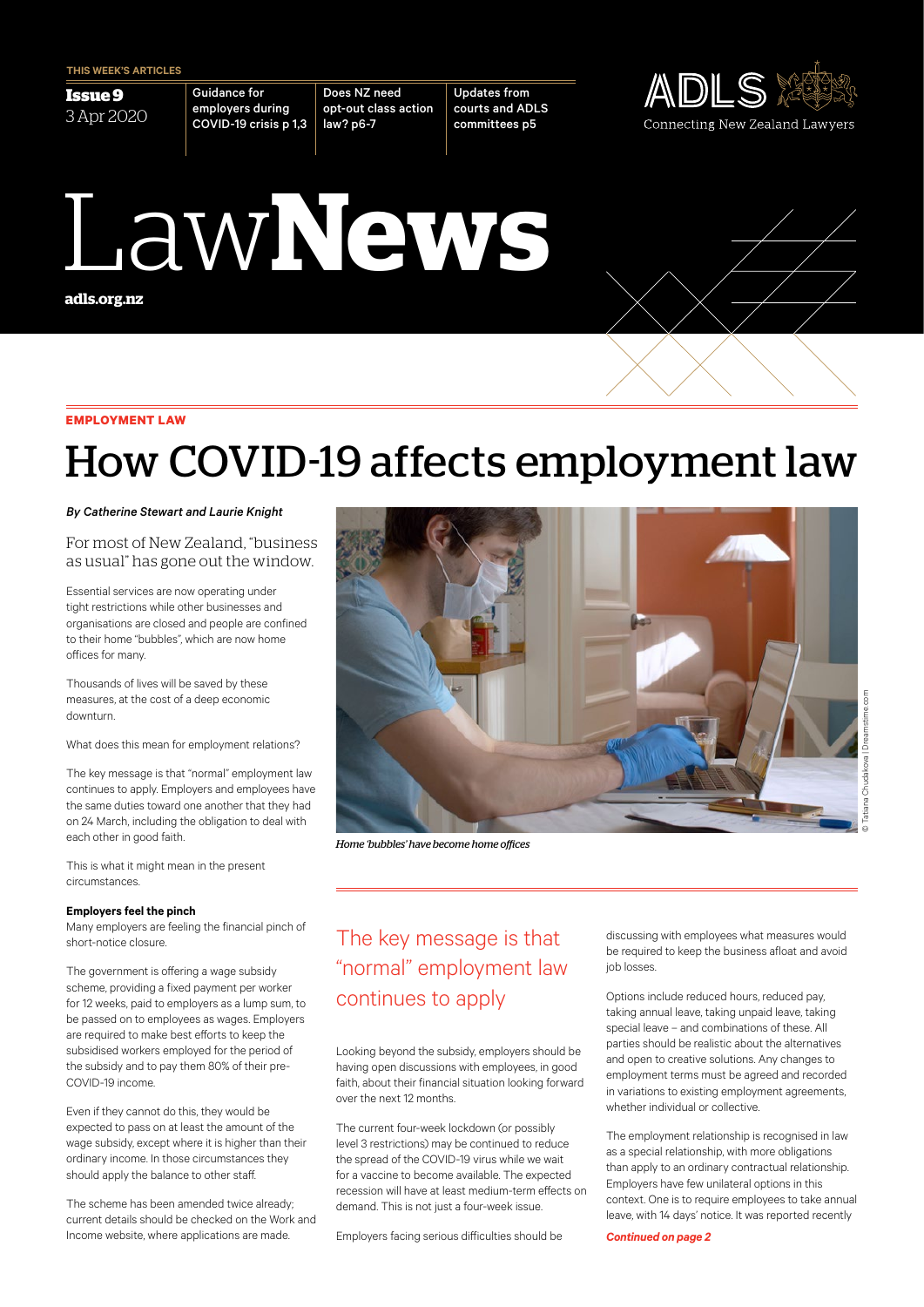THIS WEEK'S ARTICLES

**Issue 9**
3 Apr 2020

Guidance for employers during COVID-19 crisis p 1,3

Does NZ need opt-out class action law? p6-7

Updates from courts and ADLS committees p5

ADLS
Connecting New Zealand Lawyers

# Law**News**

adls.org.nz

EMPLOYMENT LAW

# How COVID-19 affects employment law

*By Catherine Stewart and Laurie Knight*

For most of New Zealand, "business as usual" has gone out the window.

Essential services are now operating under tight restrictions while other businesses and organisations are closed and people are confined to their home "bubbles", which are now home offices for many.

Thousands of lives will be saved by these measures, at the cost of a deep economic downturn.

What does this mean for employment relations?

The key message is that "normal" employment law continues to apply. Employers and employees have the same duties toward one another that they had on 24 March, including the obligation to deal with each other in good faith.

This is what it might mean in the present circumstances.

*Home 'bubbles' have become home offices*

© Tatiana Chudakova | Dreamstime.com

**Employers feel the pinch**

Many employers are feeling the financial pinch of short-notice closure.

The government is offering a wage subsidy scheme, providing a fixed payment per worker for 12 weeks, paid to employers as a lump sum, to be passed on to employees as wages. Employers are required to make best efforts to keep the subsidised workers employed for the period of the subsidy and to pay them 80% of their pre-COVID-19 income.

Even if they cannot do this, they would be expected to pass on at least the amount of the wage subsidy, except where it is higher than their ordinary income. In those circumstances they should apply the balance to other staff.

The scheme has been amended twice already; current details should be checked on the Work and Income website, where applications are made.

> The key message is that "normal" employment law continues to apply

Looking beyond the subsidy, employers should be having open discussions with employees, in good faith, about their financial situation looking forward over the next 12 months.

The current four-week lockdown (or possibly level 3 restrictions) may be continued to reduce the spread of the COVID-19 virus while we wait for a vaccine to become available. The expected recession will have at least medium-term effects on demand. This is not just a four-week issue.

Employers facing serious difficulties should be discussing with employees what measures would be required to keep the business afloat and avoid job losses.

Options include reduced hours, reduced pay, taking annual leave, taking unpaid leave, taking special leave – and combinations of these. All parties should be realistic about the alternatives and open to creative solutions. Any changes to employment terms must be agreed and recorded in variations to existing employment agreements, whether individual or collective.

The employment relationship is recognised in law as a special relationship, with more obligations than apply to an ordinary contractual relationship. Employers have few unilateral options in this context. One is to require employees to take annual leave, with 14 days' notice. It was reported recently

***Continued on page 2***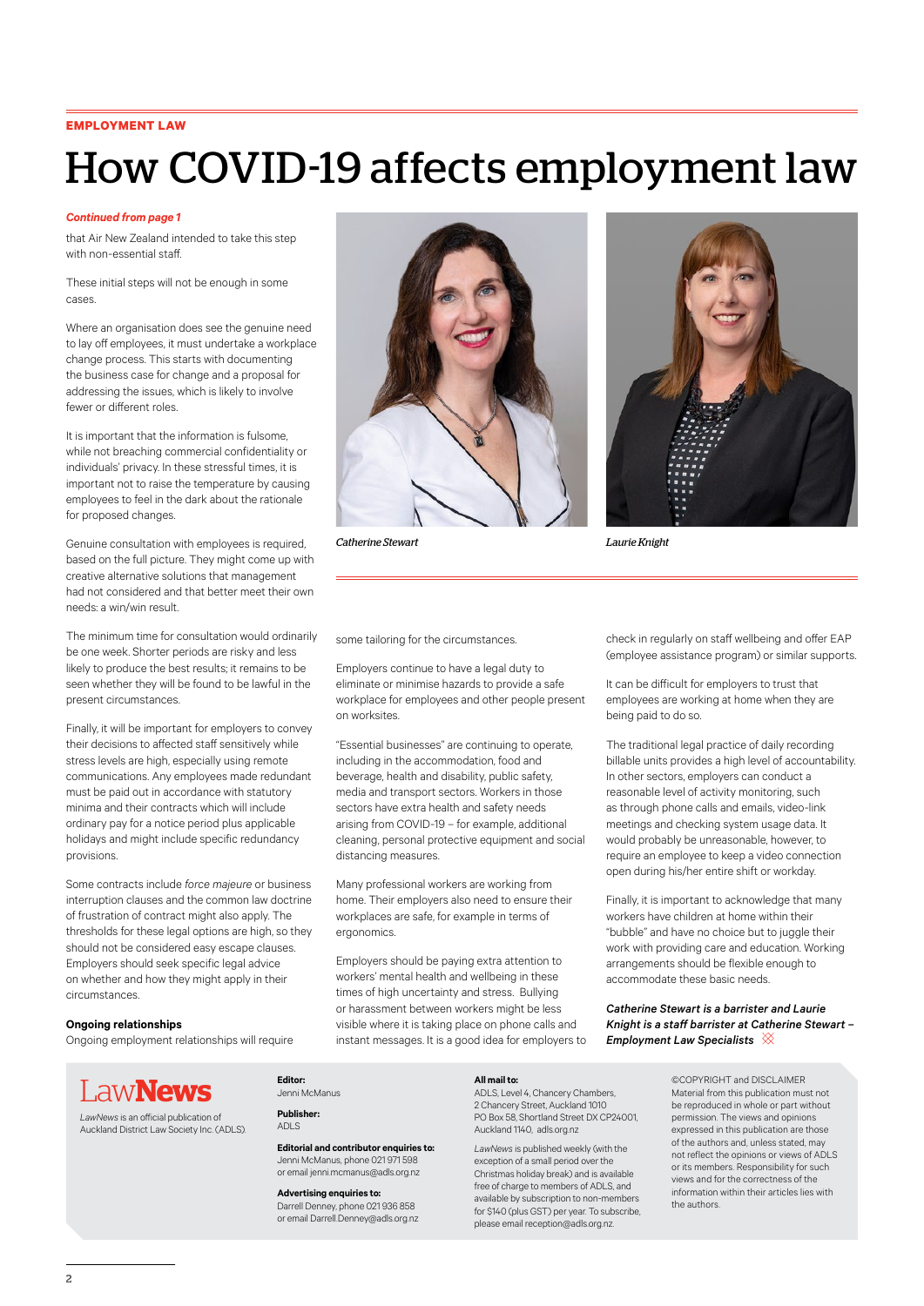**EMPLOYMENT LAW**

# How COVID-19 affects employment law

*Continued from page 1*

that Air New Zealand intended to take this step with non-essential staff.

These initial steps will not be enough in some cases.

Where an organisation does see the genuine need to lay off employees, it must undertake a workplace change process. This starts with documenting the business case for change and a proposal for addressing the issues, which is likely to involve fewer or different roles.

It is important that the information is fulsome, while not breaching commercial confidentiality or individuals' privacy. In these stressful times, it is important not to raise the temperature by causing employees to feel in the dark about the rationale for proposed changes.

Genuine consultation with employees is required, based on the full picture. They might come up with creative alternative solutions that management had not considered and that better meet their own needs: a win/win result.

The minimum time for consultation would ordinarily be one week. Shorter periods are risky and less likely to produce the best results; it remains to be seen whether they will be found to be lawful in the present circumstances.

Finally, it will be important for employers to convey their decisions to affected staff sensitively while stress levels are high, especially using remote communications. Any employees made redundant must be paid out in accordance with statutory minima and their contracts which will include ordinary pay for a notice period plus applicable holidays and might include specific redundancy provisions.

Some contracts include *force majeure* or business interruption clauses and the common law doctrine of frustration of contract might also apply. The thresholds for these legal options are high, so they should not be considered easy escape clauses. Employers should seek specific legal advice on whether and how they might apply in their circumstances.

**Ongoing relationships**

Ongoing employment relationships will require some tailoring for the circumstances.

*Catherine Stewart*

*Laurie Knight*

Employers continue to have a legal duty to eliminate or minimise hazards to provide a safe workplace for employees and other people present on worksites.

"Essential businesses" are continuing to operate, including in the accommodation, food and beverage, health and disability, public safety, media and transport sectors. Workers in those sectors have extra health and safety needs arising from COVID-19 – for example, additional cleaning, personal protective equipment and social distancing measures.

Many professional workers are working from home. Their employers also need to ensure their workplaces are safe, for example in terms of ergonomics.

Employers should be paying extra attention to workers' mental health and wellbeing in these times of high uncertainty and stress. Bullying or harassment between workers might be less visible where it is taking place on phone calls and instant messages. It is a good idea for employers to check in regularly on staff wellbeing and offer EAP (employee assistance program) or similar supports.

It can be difficult for employers to trust that employees are working at home when they are being paid to do so.

The traditional legal practice of daily recording billable units provides a high level of accountability. In other sectors, employers can conduct a reasonable level of activity monitoring, such as through phone calls and emails, video-link meetings and checking system usage data. It would probably be unreasonable, however, to require an employee to keep a video connection open during his/her entire shift or workday.

Finally, it is important to acknowledge that many workers have children at home within their "bubble" and have no choice but to juggle their work with providing care and education. Working arrangements should be flexible enough to accommodate these basic needs.

***Catherine Stewart is a barrister and Laurie Knight is a staff barrister at Catherine Stewart – Employment Law Specialists***

LawNews

*LawNews* is an official publication of Auckland District Law Society Inc. (ADLS).

**Editor:**
Jenni McManus

**Publisher:**
ADLS

**Editorial and contributor enquiries to:**
Jenni McManus, phone 021 971 598
or email jenni.mcmanus@adls.org.nz

**Advertising enquiries to:**
Darrell Denney, phone 021 936 858
or email Darrell.Denney@adls.org.nz

**All mail to:**
ADLS, Level 4, Chancery Chambers,
2 Chancery Street, Auckland 1010
PO Box 58, Shortland Street DX CP24001,
Auckland 1140, adls.org.nz

*LawNews* is published weekly (with the exception of a small period over the Christmas holiday break) and is available free of charge to members of ADLS, and available by subscription to non-members for $140 (plus GST) per year. To subscribe, please email reception@adls.org.nz.

©COPYRIGHT and DISCLAIMER
Material from this publication must not be reproduced in whole or part without permission. The views and opinions expressed in this publication are those of the authors and, unless stated, may not reflect the opinions or views of ADLS or its members. Responsibility for such views and for the correctness of the information within their articles lies with the authors.